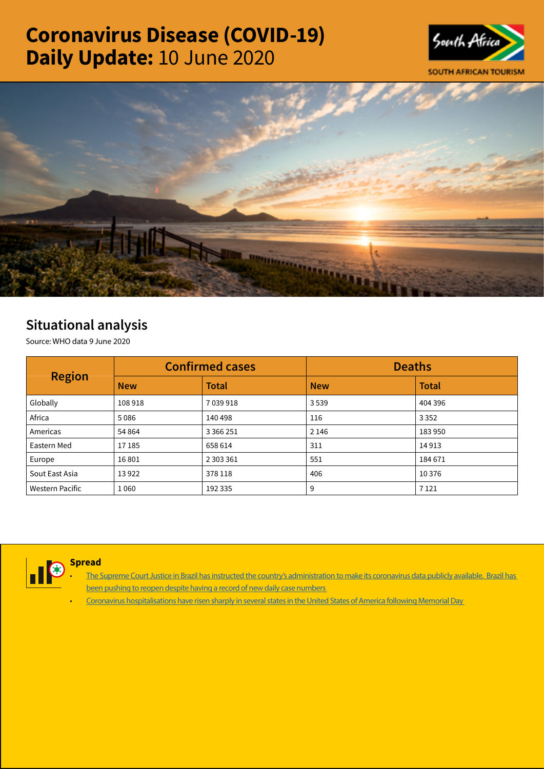# Coronavirus Disease (COVID-19) Daily Update: 10 June 2020

## Situational analysis

Source: WHO data 9 June 2020

| Region | Confirmed cases | | Deaths | |
|---|---|---|---|---|
| | New | Total | New | Total |
| Globally | 108 918 | 7 039 918 | 3 539 | 404 396 |
| Africa | 5 086 | 140 498 | 116 | 3 352 |
| Americas | 54 864 | 3 366 251 | 2 146 | 183 950 |
| Eastern Med | 17 185 | 658 614 | 311 | 14 913 |
| Europe | 16 801 | 2 303 361 | 551 | 184 671 |
| Sout East Asia | 13 922 | 378 118 | 406 | 10 376 |
| Western Pacific | 1 060 | 192 335 | 9 | 7 121 |

### Spread

- The Supreme Court Justice in Brazil has instructed the country's administration to make its coronavirus data publicly available. Brazil has been pushing to reopen despite having a record of new daily case numbers
- Coronavirus hospitalisations have risen sharply in several states in the United States of America following Memorial Day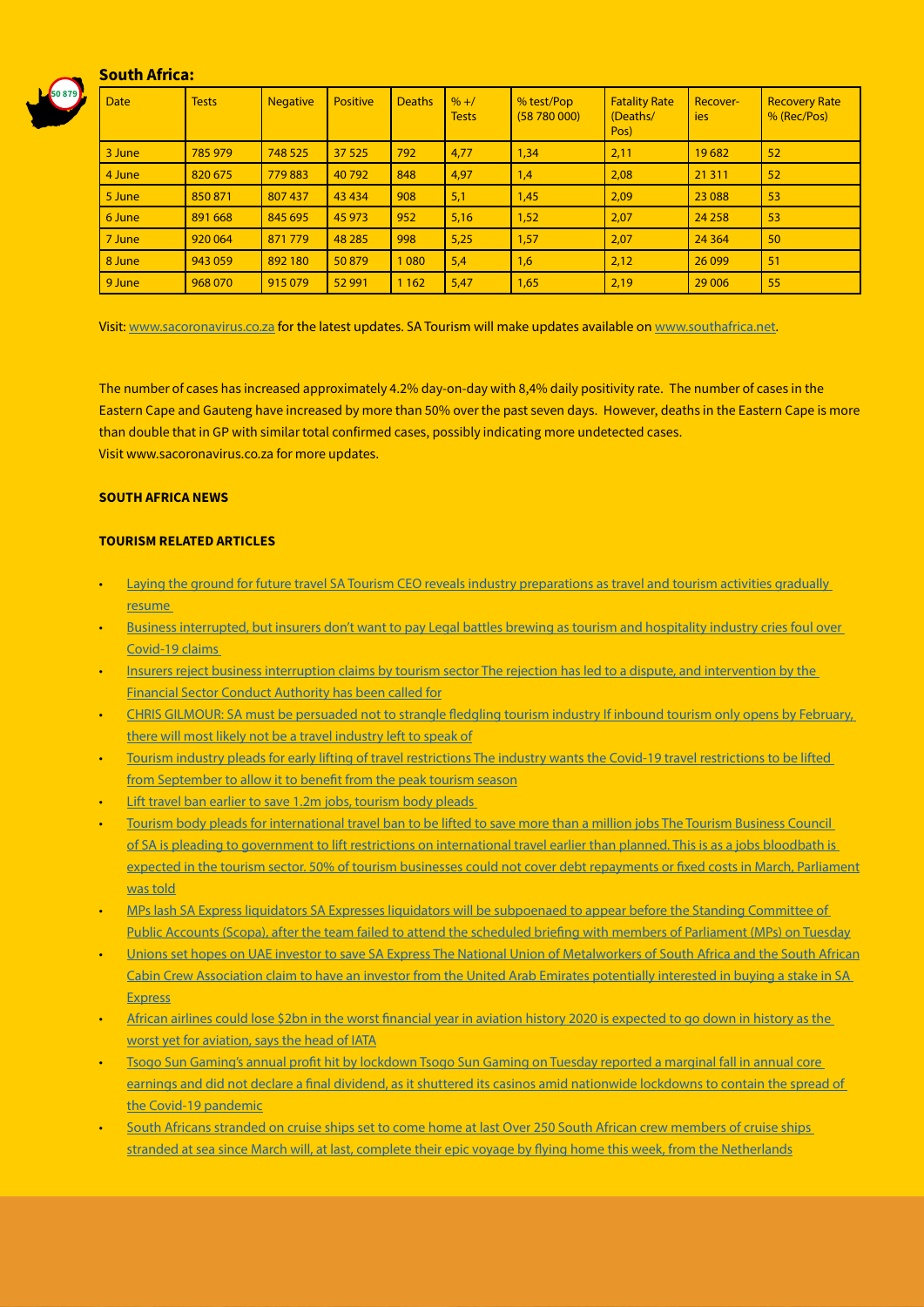## South Africa:

| Date | Tests | Negative | Positive | Deaths | % +/ Tests | % test/Pop (58 780 000) | Fatality Rate (Deaths/ Pos) | Recover-ies | Recovery Rate % (Rec/Pos) |
|---|---|---|---|---|---|---|---|---|---|
| 3 June | 785 979 | 748 525 | 37 525 | 792 | 4,77 | 1,34 | 2,11 | 19 682 | 52 |
| 4 June | 820 675 | 779 883 | 40 792 | 848 | 4,97 | 1,4 | 2,08 | 21 311 | 52 |
| 5 June | 850 871 | 807 437 | 43 434 | 908 | 5,1 | 1,45 | 2,09 | 23 088 | 53 |
| 6 June | 891 668 | 845 695 | 45 973 | 952 | 5,16 | 1,52 | 2,07 | 24 258 | 53 |
| 7 June | 920 064 | 871 779 | 48 285 | 998 | 5,25 | 1,57 | 2,07 | 24 364 | 50 |
| 8 June | 943 059 | 892 180 | 50 879 | 1 080 | 5,4 | 1,6 | 2,12 | 26 099 | 51 |
| 9 June | 968 070 | 915 079 | 52 991 | 1 162 | 5,47 | 1,65 | 2,19 | 29 006 | 55 |

Visit: www.sacoronavirus.co.za for the latest updates. SA Tourism will make updates available on www.southafrica.net.

The number of cases has increased approximately 4.2% day-on-day with 8,4% daily positivity rate. The number of cases in the Eastern Cape and Gauteng have increased by more than 50% over the past seven days. However, deaths in the Eastern Cape is more than double that in GP with similar total confirmed cases, possibly indicating more undetected cases.
Visit www.sacoronavirus.co.za for more updates.

**SOUTH AFRICA NEWS**

**TOURISM RELATED ARTICLES**

- Laying the ground for future travel SA Tourism CEO reveals industry preparations as travel and tourism activities gradually resume
- Business interrupted, but insurers don't want to pay Legal battles brewing as tourism and hospitality industry cries foul over Covid-19 claims
- Insurers reject business interruption claims by tourism sector The rejection has led to a dispute, and intervention by the Financial Sector Conduct Authority has been called for
- CHRIS GILMOUR: SA must be persuaded not to strangle fledgling tourism industry If inbound tourism only opens by February, there will most likely not be a travel industry left to speak of
- Tourism industry pleads for early lifting of travel restrictions The industry wants the Covid-19 travel restrictions to be lifted from September to allow it to benefit from the peak tourism season
- Lift travel ban earlier to save 1.2m jobs, tourism body pleads
- Tourism body pleads for international travel ban to be lifted to save more than a million jobs The Tourism Business Council of SA is pleading to government to lift restrictions on international travel earlier than planned. This is as a jobs bloodbath is expected in the tourism sector. 50% of tourism businesses could not cover debt repayments or fixed costs in March, Parliament was told
- MPs lash SA Express liquidators SA Expresses liquidators will be subpoenaed to appear before the Standing Committee of Public Accounts (Scopa), after the team failed to attend the scheduled briefing with members of Parliament (MPs) on Tuesday
- Unions set hopes on UAE investor to save SA Express The National Union of Metalworkers of South Africa and the South African Cabin Crew Association claim to have an investor from the United Arab Emirates potentially interested in buying a stake in SA Express
- African airlines could lose $2bn in the worst financial year in aviation history 2020 is expected to go down in history as the worst yet for aviation, says the head of IATA
- Tsogo Sun Gaming's annual profit hit by lockdown Tsogo Sun Gaming on Tuesday reported a marginal fall in annual core earnings and did not declare a final dividend, as it shuttered its casinos amid nationwide lockdowns to contain the spread of the Covid-19 pandemic
- South Africans stranded on cruise ships set to come home at last Over 250 South African crew members of cruise ships stranded at sea since March will, at last, complete their epic voyage by flying home this week, from the Netherlands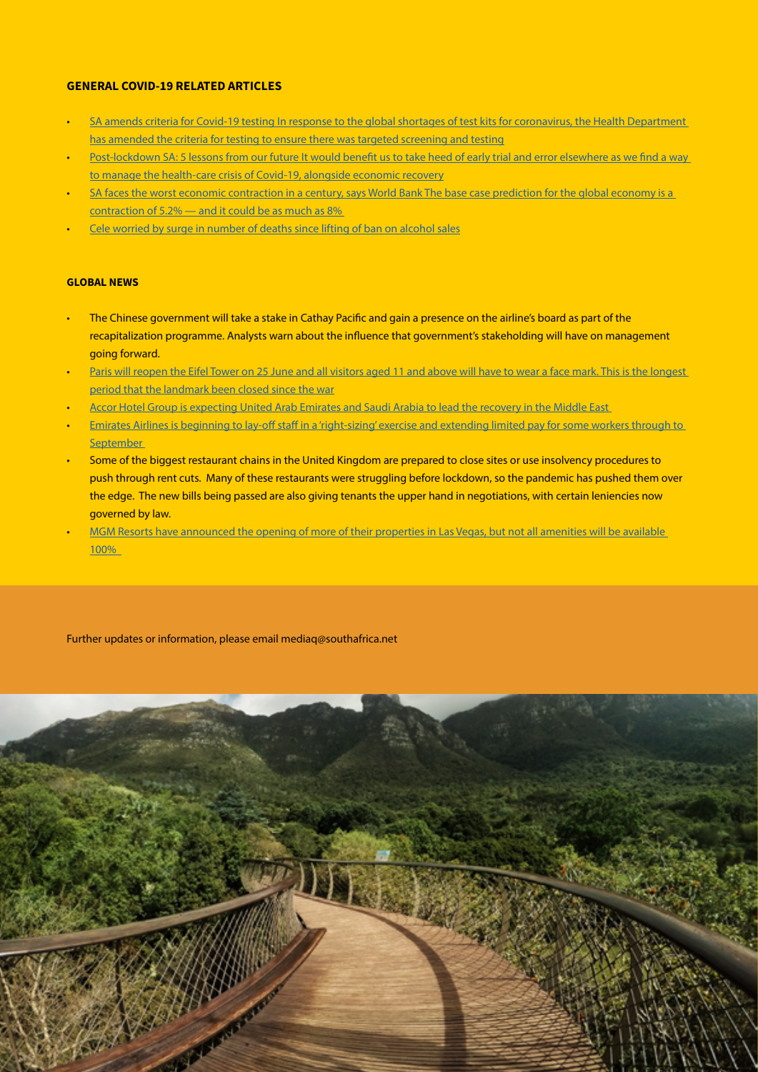### GENERAL COVID-19 RELATED ARTICLES

- SA amends criteria for Covid-19 testing In response to the global shortages of test kits for coronavirus, the Health Department has amended the criteria for testing to ensure there was targeted screening and testing
- Post-lockdown SA: 5 lessons from our future It would benefit us to take heed of early trial and error elsewhere as we find a way to manage the health-care crisis of Covid-19, alongside economic recovery
- SA faces the worst economic contraction in a century, says World Bank The base case prediction for the global economy is a contraction of 5.2% — and it could be as much as 8%
- Cele worried by surge in number of deaths since lifting of ban on alcohol sales

### GLOBAL NEWS

- The Chinese government will take a stake in Cathay Pacific and gain a presence on the airline's board as part of the recapitalization programme. Analysts warn about the influence that government's stakeholding will have on management going forward.
- Paris will reopen the Eifel Tower on 25 June and all visitors aged 11 and above will have to wear a face mark. This is the longest period that the landmark been closed since the war
- Accor Hotel Group is expecting United Arab Emirates and Saudi Arabia to lead the recovery in the Middle East
- Emirates Airlines is beginning to lay-off staff in a 'right-sizing' exercise and extending limited pay for some workers through to September
- Some of the biggest restaurant chains in the United Kingdom are prepared to close sites or use insolvency procedures to push through rent cuts. Many of these restaurants were struggling before lockdown, so the pandemic has pushed them over the edge. The new bills being passed are also giving tenants the upper hand in negotiations, with certain leniencies now governed by law.
- MGM Resorts have announced the opening of more of their properties in Las Vegas, but not all amenities will be available 100%

Further updates or information, please email mediaq@southafrica.net